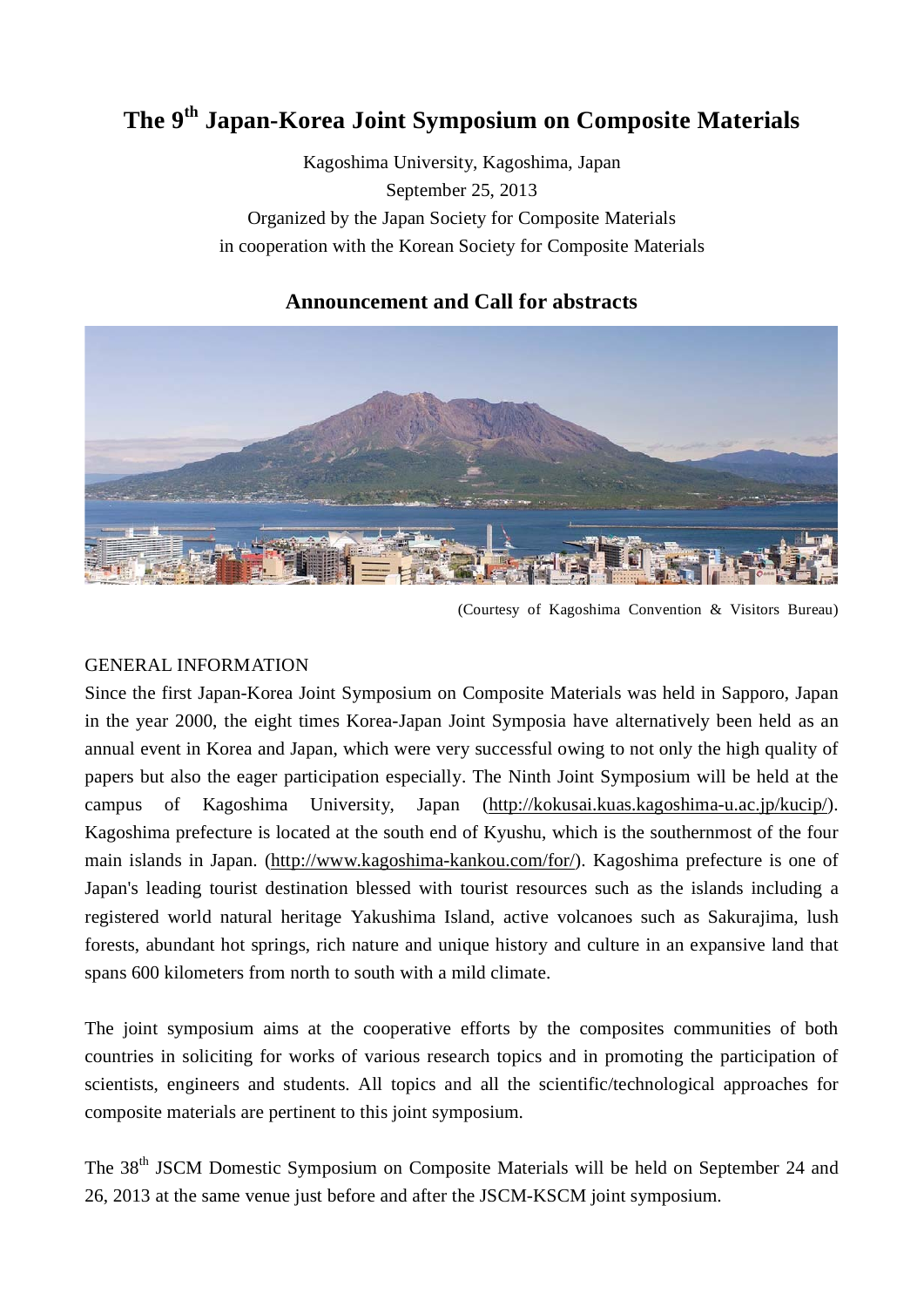# The 9th Japan-Korea Joint Symposium on Composite Materials

Kagoshima University, Kagoshima, Japan

September 25, 2013

Organized by the Japan Society for Composite Materials

in cooperation with the Korean Society for Composite Materials

## Announcement and Call for abstracts

(Courtesy of Kagoshima Convention & Visitors Bureau)

### GENERAL INFORMATION

Since the first Japan-Korea Joint Symposium on Composite Materials was held in Sapporo, Japan in the year 2000, the eight times Korea-Japan Joint Symposia have alternatively been held as an annual event in Korea and Japan, which were very successful owing to not only the high quality of papers but also the eager participation especially. The Ninth Joint Symposium will be held at the campus of Kagoshima University, Japan (http://kokusai.kuas.kagoshima-u.ac.jp/kucip/). Kagoshima prefecture is located at the south end of Kyushu, which is the southernmost of the four main islands in Japan. (http://www.kagoshima-kankou.com/for/). Kagoshima prefecture is one of Japan's leading tourist destination blessed with tourist resources such as the islands including a registered world natural heritage Yakushima Island, active volcanoes such as Sakurajima, lush forests, abundant hot springs, rich nature and unique history and culture in an expansive land that spans 600 kilometers from north to south with a mild climate.

The joint symposium aims at the cooperative efforts by the composites communities of both countries in soliciting for works of various research topics and in promoting the participation of scientists, engineers and students. All topics and all the scientific/technological approaches for composite materials are pertinent to this joint symposium.

The 38th JSCM Domestic Symposium on Composite Materials will be held on September 24 and 26, 2013 at the same venue just before and after the JSCM-KSCM joint symposium.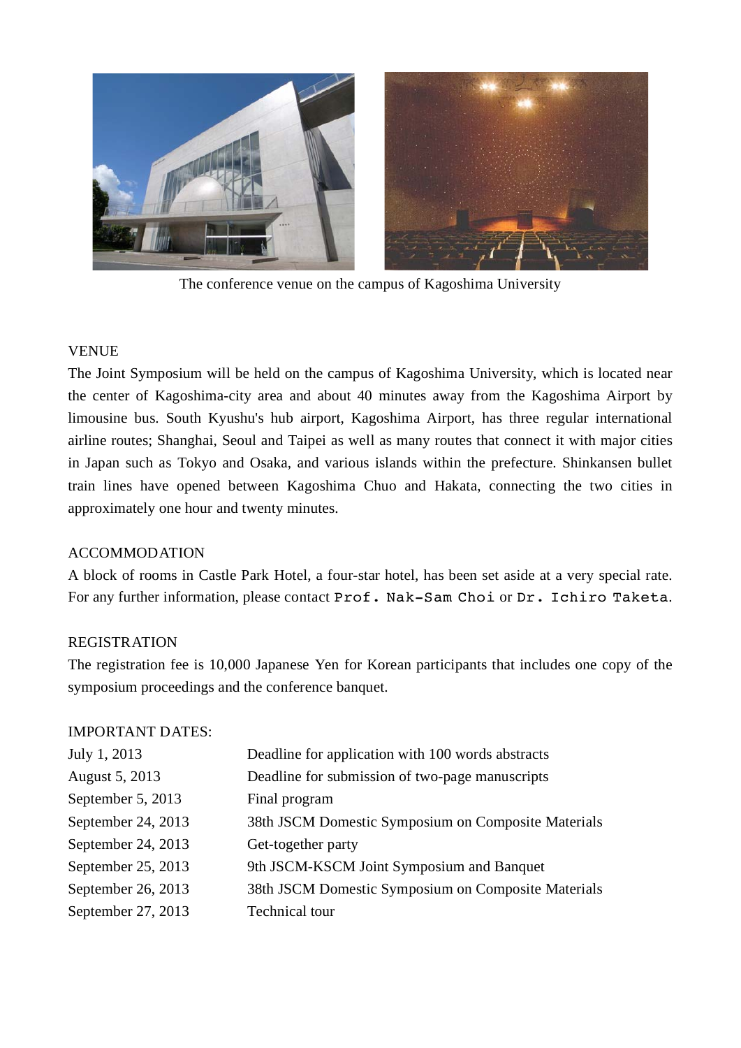The conference venue on the campus of Kagoshima University

## VENUE

The Joint Symposium will be held on the campus of Kagoshima University, which is located near the center of Kagoshima-city area and about 40 minutes away from the Kagoshima Airport by limousine bus. South Kyushu's hub airport, Kagoshima Airport, has three regular international airline routes; Shanghai, Seoul and Taipei as well as many routes that connect it with major cities in Japan such as Tokyo and Osaka, and various islands within the prefecture. Shinkansen bullet train lines have opened between Kagoshima Chuo and Hakata, connecting the two cities in approximately one hour and twenty minutes.

## ACCOMMODATION

A block of rooms in Castle Park Hotel, a four-star hotel, has been set aside at a very special rate. For any further information, please contact Prof. Nak-Sam Choi or Dr. Ichiro Taketa.

## REGISTRATION

The registration fee is 10,000 Japanese Yen for Korean participants that includes one copy of the symposium proceedings and the conference banquet.

## IMPORTANT DATES:

| | |
|---|---|
| July 1, 2013 | Deadline for application with 100 words abstracts |
| August 5, 2013 | Deadline for submission of two-page manuscripts |
| September 5, 2013 | Final program |
| September 24, 2013 | 38th JSCM Domestic Symposium on Composite Materials |
| September 24, 2013 | Get-together party |
| September 25, 2013 | 9th JSCM-KSCM Joint Symposium and Banquet |
| September 26, 2013 | 38th JSCM Domestic Symposium on Composite Materials |
| September 27, 2013 | Technical tour |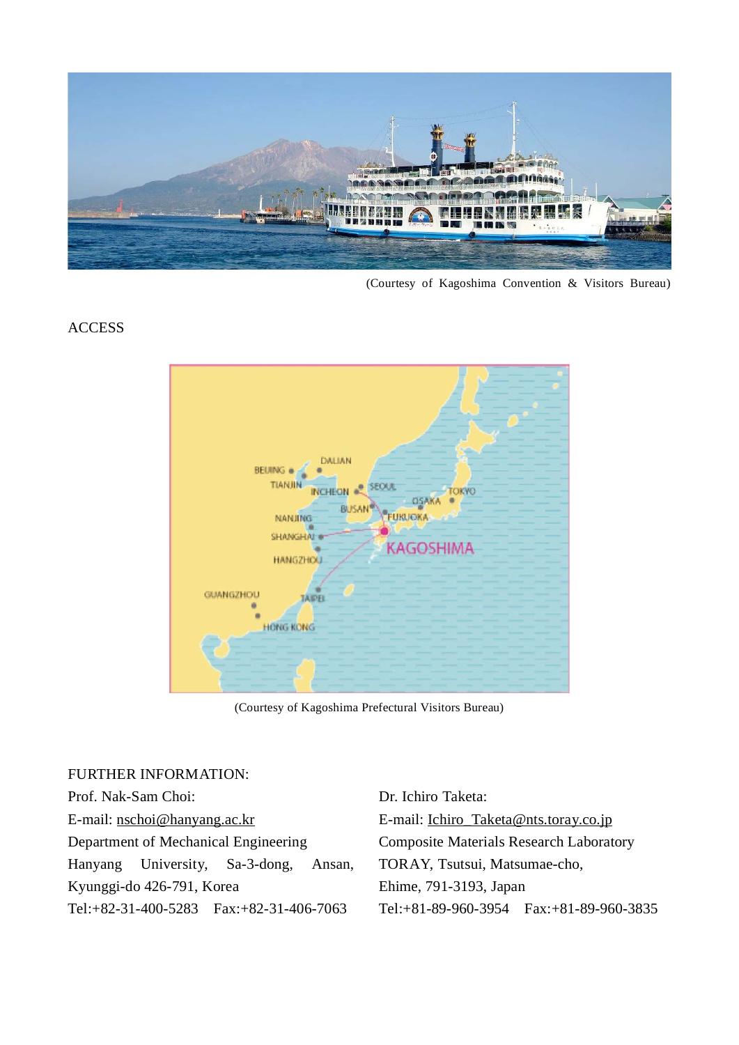(Courtesy of Kagoshima Convention & Visitors Bureau)

ACCESS

BEIJING
DALIAN
TIANJIN
INCHEON
SEOUL
TOKYO
OSAKA
BUSAN
FUKUOKA
NANJING
SHANGHAI
KAGOSHIMA
HANGZHOU
GUANGZHOU
TAIPEI
HONG KONG

(Courtesy of Kagoshima Prefectural Visitors Bureau)

FURTHER INFORMATION:

Prof. Nak-Sam Choi:
E-mail: nschoi@hanyang.ac.kr
Department of Mechanical Engineering
Hanyang University, Sa-3-dong, Ansan, Kyunggi-do 426-791, Korea
Tel:+82-31-400-5283 Fax:+82-31-406-7063

Dr. Ichiro Taketa:
E-mail: Ichiro_Taketa@nts.toray.co.jp
Composite Materials Research Laboratory
TORAY, Tsutsui, Matsumae-cho,
Ehime, 791-3193, Japan
Tel:+81-89-960-3954 Fax:+81-89-960-3835